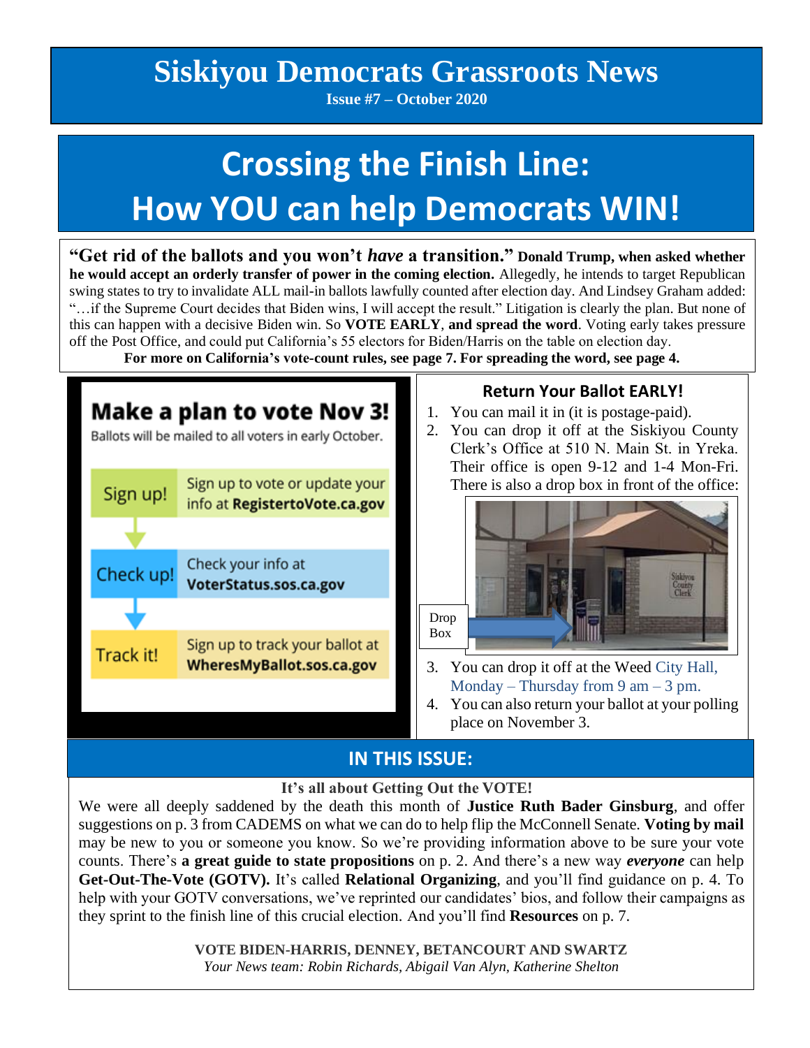# Siskiyou Democrats Grassroots News

**Issue #7 – October 2020**

# Crossing the Finish Line: How YOU can help Democrats WIN!

**"Get rid of the ballots and you won't *have* a transition." Donald Trump, when asked whether he would accept an orderly transfer of power in the coming election.** Allegedly, he intends to target Republican swing states to try to invalidate ALL mail-in ballots lawfully counted after election day. And Lindsey Graham added: "…if the Supreme Court decides that Biden wins, I will accept the result." Litigation is clearly the plan. But none of this can happen with a decisive Biden win. So **VOTE EARLY**, **and spread the word**. Voting early takes pressure off the Post Office, and could put California's 55 electors for Biden/Harris on the table on election day.

**For more on California's vote-count rules, see page 7. For spreading the word, see page 4.**

## Make a plan to vote Nov 3!

Ballots will be mailed to all voters in early October.

- **Sign up!** Sign up to vote or update your info at **RegistertoVote.ca.gov**
- **Check up!** Check your info at **VoterStatus.sos.ca.gov**
- **Track it!** Sign up to track your ballot at **WheresMyBallot.sos.ca.gov**

## Return Your Ballot EARLY!

1. You can mail it in (it is postage-paid).
2. You can drop it off at the Siskiyou County Clerk's Office at 510 N. Main St. in Yreka. Their office is open 9-12 and 1-4 Mon-Fri. There is also a drop box in front of the office:

   Drop Box

3. You can drop it off at the Weed City Hall, Monday – Thursday from 9 am – 3 pm.
4. You can also return your ballot at your polling place on November 3.

## IN THIS ISSUE:

**It's all about Getting Out the VOTE!**

We were all deeply saddened by the death this month of **Justice Ruth Bader Ginsburg**, and offer suggestions on p. 3 from CADEMS on what we can do to help flip the McConnell Senate. **Voting by mail** may be new to you or someone you know. So we're providing information above to be sure your vote counts. There's **a great guide to state propositions** on p. 2. And there's a new way ***everyone*** can help **Get-Out-The-Vote (GOTV).** It's called **Relational Organizing**, and you'll find guidance on p. 4. To help with your GOTV conversations, we've reprinted our candidates' bios, and follow their campaigns as they sprint to the finish line of this crucial election. And you'll find **Resources** on p. 7.

**VOTE BIDEN-HARRIS, DENNEY, BETANCOURT AND SWARTZ**

*Your News team: Robin Richards, Abigail Van Alyn, Katherine Shelton*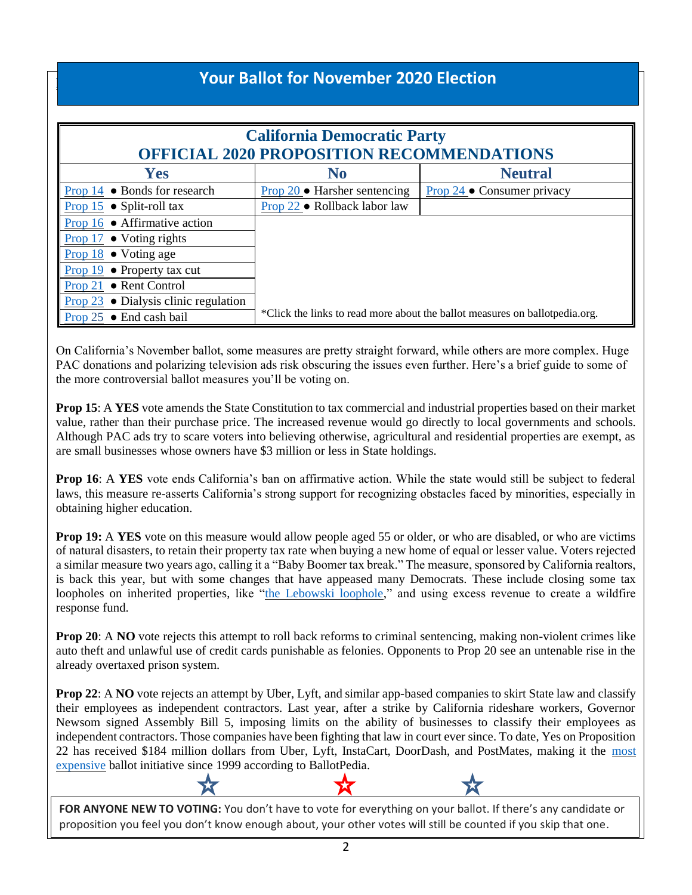## Your Ballot for November 2020 Election

| California Democratic Party OFFICIAL 2020 PROPOSITION RECOMMENDATIONS | | |
|---|---|---|
| **Yes** | **No** | **Neutral** |
| Prop 14 ● Bonds for research | Prop 20 ● Harsher sentencing | Prop 24 ● Consumer privacy |
| Prop 15 ● Split-roll tax | Prop 22 ● Rollback labor law | |
| Prop 16 ● Affirmative action | | |
| Prop 17 ● Voting rights | | |
| Prop 18 ● Voting age | | |
| Prop 19 ● Property tax cut | | |
| Prop 21 ● Rent Control | | |
| Prop 23 ● Dialysis clinic regulation | | |
| Prop 25 ● End cash bail | *Click the links to read more about the ballot measures on ballotpedia.org. | |

On California's November ballot, some measures are pretty straight forward, while others are more complex. Huge PAC donations and polarizing television ads risk obscuring the issues even further. Here's a brief guide to some of the more controversial ballot measures you'll be voting on.

**Prop 15**: A **YES** vote amends the State Constitution to tax commercial and industrial properties based on their market value, rather than their purchase price. The increased revenue would go directly to local governments and schools. Although PAC ads try to scare voters into believing otherwise, agricultural and residential properties are exempt, as are small businesses whose owners have $3 million or less in State holdings.

**Prop 16**: A **YES** vote ends California's ban on affirmative action. While the state would still be subject to federal laws, this measure re-asserts California's strong support for recognizing obstacles faced by minorities, especially in obtaining higher education.

**Prop 19:** A **YES** vote on this measure would allow people aged 55 or older, or who are disabled, or who are victims of natural disasters, to retain their property tax rate when buying a new home of equal or lesser value. Voters rejected a similar measure two years ago, calling it a "Baby Boomer tax break." The measure, sponsored by California realtors, is back this year, but with some changes that have appeased many Democrats. These include closing some tax loopholes on inherited properties, like "the Lebowski loophole," and using excess revenue to create a wildfire response fund.

**Prop 20**: A **NO** vote rejects this attempt to roll back reforms to criminal sentencing, making non-violent crimes like auto theft and unlawful use of credit cards punishable as felonies. Opponents to Prop 20 see an untenable rise in the already overtaxed prison system.

**Prop 22**: A **NO** vote rejects an attempt by Uber, Lyft, and similar app-based companies to skirt State law and classify their employees as independent contractors. Last year, after a strike by California rideshare workers, Governor Newsom signed Assembly Bill 5, imposing limits on the ability of businesses to classify their employees as independent contractors. Those companies have been fighting that law in court ever since. To date, Yes on Proposition 22 has received $184 million dollars from Uber, Lyft, InstaCart, DoorDash, and PostMates, making it the most expensive ballot initiative since 1999 according to BallotPedia.

☆ ☆ ☆

**FOR ANYONE NEW TO VOTING:** You don't have to vote for everything on your ballot. If there's any candidate or proposition you feel you don't know enough about, your other votes will still be counted if you skip that one.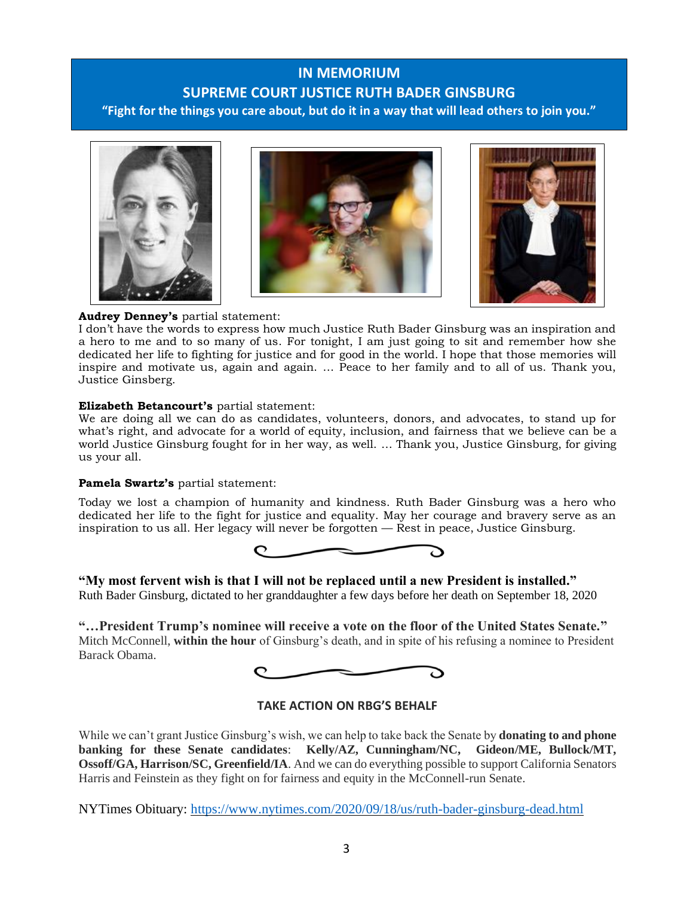# IN MEMORIUM

## SUPREME COURT JUSTICE RUTH BADER GINSBURG

**"Fight for the things you care about, but do it in a way that will lead others to join you."**

**Audrey Denney's** partial statement:
I don't have the words to express how much Justice Ruth Bader Ginsburg was an inspiration and a hero to me and to so many of us. For tonight, I am just going to sit and remember how she dedicated her life to fighting for justice and for good in the world. I hope that those memories will inspire and motivate us, again and again. … Peace to her family and to all of us. Thank you, Justice Ginsberg.

**Elizabeth Betancourt's** partial statement:
We are doing all we can do as candidates, volunteers, donors, and advocates, to stand up for what's right, and advocate for a world of equity, inclusion, and fairness that we believe can be a world Justice Ginsburg fought for in her way, as well. … Thank you, Justice Ginsburg, for giving us your all.

**Pamela Swartz's** partial statement:

Today we lost a champion of humanity and kindness. Ruth Bader Ginsburg was a hero who dedicated her life to the fight for justice and equality. May her courage and bravery serve as an inspiration to us all. Her legacy will never be forgotten — Rest in peace, Justice Ginsburg.

**"My most fervent wish is that I will not be replaced until a new President is installed."**
Ruth Bader Ginsburg, dictated to her granddaughter a few days before her death on September 18, 2020

**"…President Trump's nominee will receive a vote on the floor of the United States Senate."**
Mitch McConnell, **within the hour** of Ginsburg's death, and in spite of his refusing a nominee to President Barack Obama.

### TAKE ACTION ON RBG'S BEHALF

While we can't grant Justice Ginsburg's wish, we can help to take back the Senate by **donating to and phone banking for these Senate candidates**: **Kelly/AZ, Cunningham/NC, Gideon/ME, Bullock/MT, Ossoff/GA, Harrison/SC, Greenfield/IA**. And we can do everything possible to support California Senators Harris and Feinstein as they fight on for fairness and equity in the McConnell-run Senate.

NYTimes Obituary: https://www.nytimes.com/2020/09/18/us/ruth-bader-ginsburg-dead.html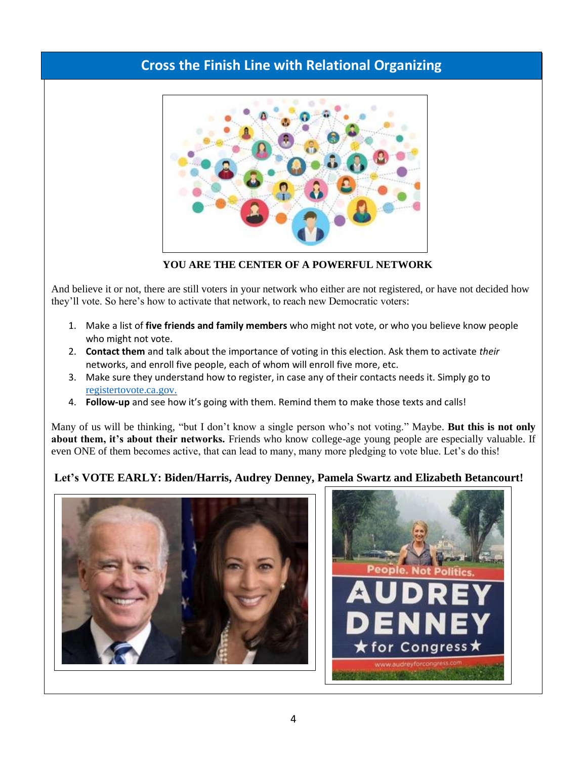## Cross the Finish Line with Relational Organizing

**YOU ARE THE CENTER OF A POWERFUL NETWORK**

And believe it or not, there are still voters in your network who either are not registered, or have not decided how they'll vote. So here's how to activate that network, to reach new Democratic voters:

1. Make a list of **five friends and family members** who might not vote, or who you believe know people who might not vote.
2. **Contact them** and talk about the importance of voting in this election. Ask them to activate *their* networks, and enroll five people, each of whom will enroll five more, etc.
3. Make sure they understand how to register, in case any of their contacts needs it. Simply go to registertovote.ca.gov.
4. **Follow-up** and see how it's going with them. Remind them to make those texts and calls!

Many of us will be thinking, "but I don't know a single person who's not voting." Maybe. **But this is not only about them, it's about their networks.** Friends who know college-age young people are especially valuable. If even ONE of them becomes active, that can lead to many, many more pledging to vote blue. Let's do this!

**Let's VOTE EARLY: Biden/Harris, Audrey Denney, Pamela Swartz and Elizabeth Betancourt!**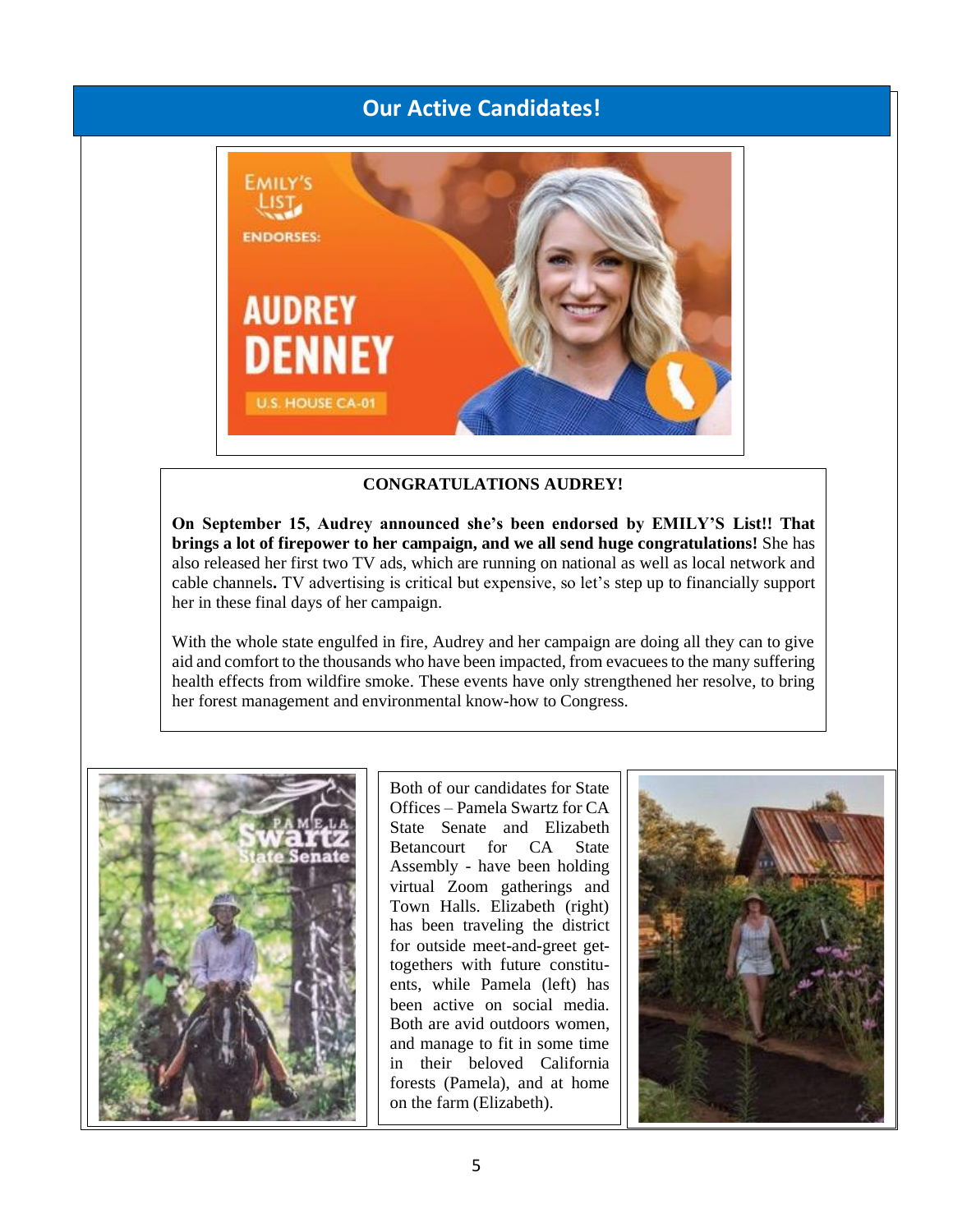## Our Active Candidates!

**CONGRATULATIONS AUDREY!**

**On September 15, Audrey announced she's been endorsed by EMILY'S List!! That brings a lot of firepower to her campaign, and we all send huge congratulations!** She has also released her first two TV ads, which are running on national as well as local network and cable channels**.** TV advertising is critical but expensive, so let's step up to financially support her in these final days of her campaign.

With the whole state engulfed in fire, Audrey and her campaign are doing all they can to give aid and comfort to the thousands who have been impacted, from evacuees to the many suffering health effects from wildfire smoke. These events have only strengthened her resolve, to bring her forest management and environmental know-how to Congress.

Both of our candidates for State Offices – Pamela Swartz for CA State Senate and Elizabeth Betancourt for CA State Assembly - have been holding virtual Zoom gatherings and Town Halls. Elizabeth (right) has been traveling the district for outside meet-and-greet get-togethers with future constituents, while Pamela (left) has been active on social media. Both are avid outdoors women, and manage to fit in some time in their beloved California forests (Pamela), and at home on the farm (Elizabeth).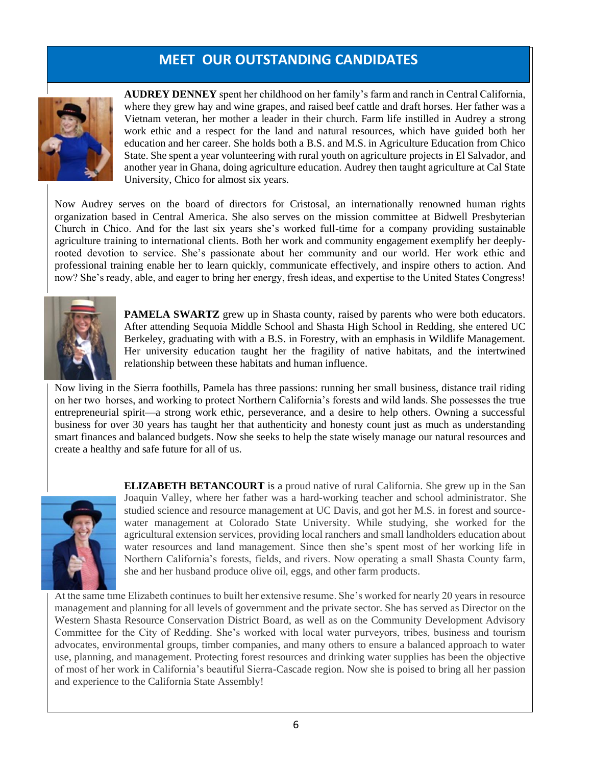## MEET OUR OUTSTANDING CANDIDATES

**AUDREY DENNEY** spent her childhood on her family's farm and ranch in Central California, where they grew hay and wine grapes, and raised beef cattle and draft horses. Her father was a Vietnam veteran, her mother a leader in their church. Farm life instilled in Audrey a strong work ethic and a respect for the land and natural resources, which have guided both her education and her career. She holds both a B.S. and M.S. in Agriculture Education from Chico State. She spent a year volunteering with rural youth on agriculture projects in El Salvador, and another year in Ghana, doing agriculture education. Audrey then taught agriculture at Cal State University, Chico for almost six years.

Now Audrey serves on the board of directors for Cristosal, an internationally renowned human rights organization based in Central America. She also serves on the mission committee at Bidwell Presbyterian Church in Chico. And for the last six years she's worked full-time for a company providing sustainable agriculture training to international clients. Both her work and community engagement exemplify her deeply-rooted devotion to service. She's passionate about her community and our world. Her work ethic and professional training enable her to learn quickly, communicate effectively, and inspire others to action. And now? She's ready, able, and eager to bring her energy, fresh ideas, and expertise to the United States Congress!

**PAMELA SWARTZ** grew up in Shasta county, raised by parents who were both educators. After attending Sequoia Middle School and Shasta High School in Redding, she entered UC Berkeley, graduating with with a B.S. in Forestry, with an emphasis in Wildlife Management. Her university education taught her the fragility of native habitats, and the intertwined relationship between these habitats and human influence.

Now living in the Sierra foothills, Pamela has three passions: running her small business, distance trail riding on her two horses, and working to protect Northern California's forests and wild lands. She possesses the true entrepreneurial spirit—a strong work ethic, perseverance, and a desire to help others. Owning a successful business for over 30 years has taught her that authenticity and honesty count just as much as understanding smart finances and balanced budgets. Now she seeks to help the state wisely manage our natural resources and create a healthy and safe future for all of us.

**ELIZABETH BETANCOURT** is a proud native of rural California. She grew up in the San Joaquin Valley, where her father was a hard-working teacher and school administrator. She studied science and resource management at UC Davis, and got her M.S. in forest and source-water management at Colorado State University. While studying, she worked for the agricultural extension services, providing local ranchers and small landholders education about water resources and land management. Since then she's spent most of her working life in Northern California's forests, fields, and rivers. Now operating a small Shasta County farm, she and her husband produce olive oil, eggs, and other farm products.

At the same time Elizabeth continues to built her extensive resume. She's worked for nearly 20 years in resource management and planning for all levels of government and the private sector. She has served as Director on the Western Shasta Resource Conservation District Board, as well as on the Community Development Advisory Committee for the City of Redding. She's worked with local water purveyors, tribes, business and tourism advocates, environmental groups, timber companies, and many others to ensure a balanced approach to water use, planning, and management. Protecting forest resources and drinking water supplies has been the objective of most of her work in California's beautiful Sierra-Cascade region. Now she is poised to bring all her passion and experience to the California State Assembly!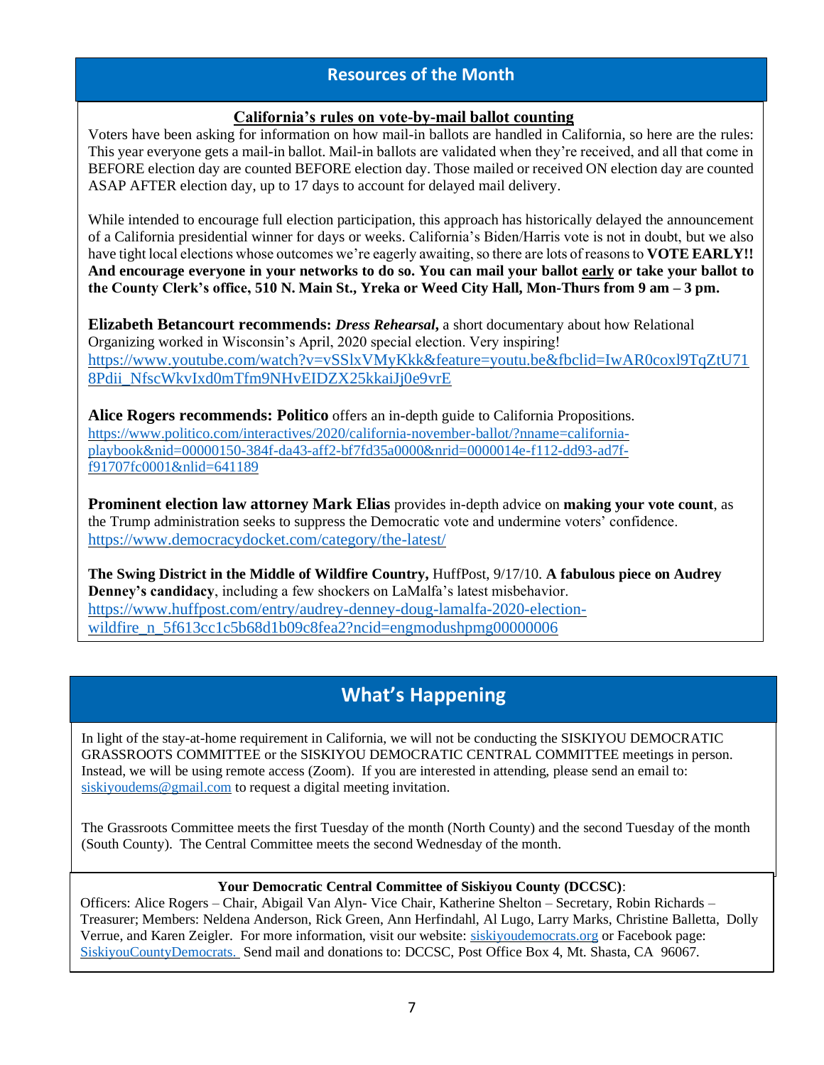## Resources of the Month

**California's rules on vote-by-mail ballot counting**

Voters have been asking for information on how mail-in ballots are handled in California, so here are the rules: This year everyone gets a mail-in ballot. Mail-in ballots are validated when they're received, and all that come in BEFORE election day are counted BEFORE election day. Those mailed or received ON election day are counted ASAP AFTER election day, up to 17 days to account for delayed mail delivery.

While intended to encourage full election participation, this approach has historically delayed the announcement of a California presidential winner for days or weeks. California's Biden/Harris vote is not in doubt, but we also have tight local elections whose outcomes we're eagerly awaiting, so there are lots of reasons to **VOTE EARLY!! And encourage everyone in your networks to do so. You can mail your ballot early or take your ballot to the County Clerk's office, 510 N. Main St., Yreka or Weed City Hall, Mon-Thurs from 9 am – 3 pm.**

**Elizabeth Betancourt recommends:** ***Dress Rehearsal*,** a short documentary about how Relational Organizing worked in Wisconsin's April, 2020 special election. Very inspiring!
https://www.youtube.com/watch?v=vSSlxVMyKkk&feature=youtu.be&fbclid=IwAR0coxl9TqZtU718Pdii_NfscWkvIxd0mTfm9NHvEIDZX25kkaiJj0e9vrE

**Alice Rogers recommends: Politico** offers an in-depth guide to California Propositions.
https://www.politico.com/interactives/2020/california-november-ballot/?nname=california-playbook&nid=00000150-384f-da43-aff2-bf7fd35a0000&nrid=0000014e-f112-dd93-ad7f-f91707fc0001&nlid=641189

**Prominent election law attorney Mark Elias** provides in-depth advice on **making your vote count**, as the Trump administration seeks to suppress the Democratic vote and undermine voters' confidence.
https://www.democracydocket.com/category/the-latest/

**The Swing District in the Middle of Wildfire Country,** HuffPost, 9/17/10. **A fabulous piece on Audrey Denney's candidacy**, including a few shockers on LaMalfa's latest misbehavior.
https://www.huffpost.com/entry/audrey-denney-doug-lamalfa-2020-election-wildfire_n_5f613cc1c5b68d1b09c8fea2?ncid=engmodushpmg00000006

## What's Happening

In light of the stay-at-home requirement in California, we will not be conducting the SISKIYOU DEMOCRATIC GRASSROOTS COMMITTEE or the SISKIYOU DEMOCRATIC CENTRAL COMMITTEE meetings in person. Instead, we will be using remote access (Zoom). If you are interested in attending, please send an email to: siskiyoudems@gmail.com to request a digital meeting invitation.

The Grassroots Committee meets the first Tuesday of the month (North County) and the second Tuesday of the month (South County). The Central Committee meets the second Wednesday of the month.

**Your Democratic Central Committee of Siskiyou County (DCCSC)**:

Officers: Alice Rogers – Chair, Abigail Van Alyn- Vice Chair, Katherine Shelton – Secretary, Robin Richards – Treasurer; Members: Neldena Anderson, Rick Green, Ann Herfindahl, Al Lugo, Larry Marks, Christine Balletta, Dolly Verrue, and Karen Zeigler. For more information, visit our website: siskiyoudemocrats.org or Facebook page: SiskiyouCountyDemocrats. Send mail and donations to: DCCSC, Post Office Box 4, Mt. Shasta, CA 96067.